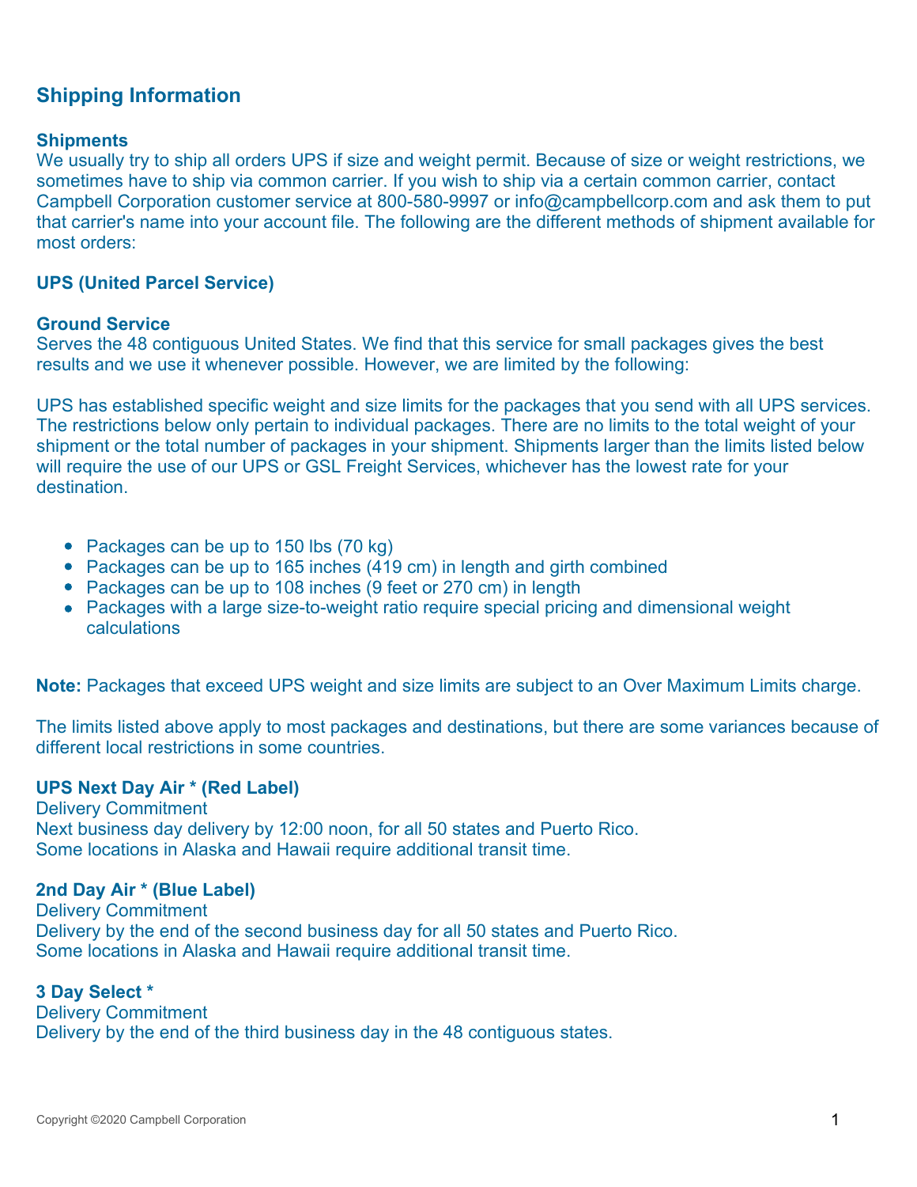## Shipping Information

### Shipments

We usually try to ship all orders UPS if size and weight permit. Because of size or weight restrictions, we sometimes have to ship via common carrier. If you wish to ship via a certain common carrier, contact Campbell Corporation customer service at 800-580-9997 or info@campbellcorp.com and ask them to put that carrier's name into your account file. The following are the different methods of shipment available for most orders:

### UPS (United Parcel Service)

### Ground Service

Serves the 48 contiguous United States. We find that this service for small packages gives the best results and we use it whenever possible. However, we are limited by the following:

UPS has established specific weight and size limits for the packages that you send with all UPS services. The restrictions below only pertain to individual packages. There are no limits to the total weight of your shipment or the total number of packages in your shipment. Shipments larger than the limits listed below will require the use of our UPS or GSL Freight Services, whichever has the lowest rate for your destination.

- Packages can be up to 150 lbs (70 kg)
- Packages can be up to 165 inches (419 cm) in length and girth combined
- Packages can be up to 108 inches (9 feet or 270 cm) in length
- Packages with a large size-to-weight ratio require special pricing and dimensional weight calculations

**Note:** Packages that exceed UPS weight and size limits are subject to an Over Maximum Limits charge.

The limits listed above apply to most packages and destinations, but there are some variances because of different local restrictions in some countries.

### UPS Next Day Air * (Red Label)

Delivery Commitment
Next business day delivery by 12:00 noon, for all 50 states and Puerto Rico.
Some locations in Alaska and Hawaii require additional transit time.

### 2nd Day Air * (Blue Label)

Delivery Commitment
Delivery by the end of the second business day for all 50 states and Puerto Rico.
Some locations in Alaska and Hawaii require additional transit time.

### 3 Day Select *

Delivery Commitment
Delivery by the end of the third business day in the 48 contiguous states.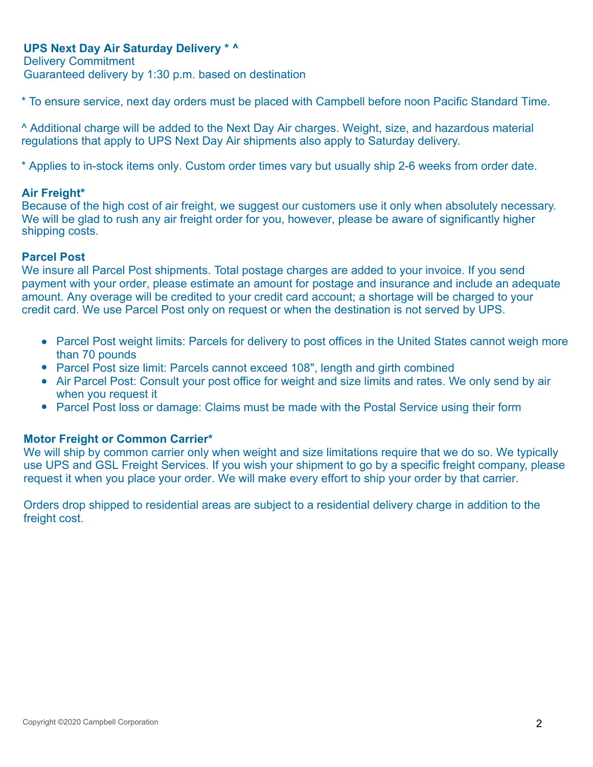### UPS Next Day Air Saturday Delivery * ^

Delivery Commitment
Guaranteed delivery by 1:30 p.m. based on destination

* To ensure service, next day orders must be placed with Campbell before noon Pacific Standard Time.

^ Additional charge will be added to the Next Day Air charges. Weight, size, and hazardous material regulations that apply to UPS Next Day Air shipments also apply to Saturday delivery.

* Applies to in-stock items only. Custom order times vary but usually ship 2-6 weeks from order date.

### Air Freight*

Because of the high cost of air freight, we suggest our customers use it only when absolutely necessary. We will be glad to rush any air freight order for you, however, please be aware of significantly higher shipping costs.

### Parcel Post

We insure all Parcel Post shipments. Total postage charges are added to your invoice. If you send payment with your order, please estimate an amount for postage and insurance and include an adequate amount. Any overage will be credited to your credit card account; a shortage will be charged to your credit card. We use Parcel Post only on request or when the destination is not served by UPS.

- Parcel Post weight limits: Parcels for delivery to post offices in the United States cannot weigh more than 70 pounds
- Parcel Post size limit: Parcels cannot exceed 108", length and girth combined
- Air Parcel Post: Consult your post office for weight and size limits and rates. We only send by air when you request it
- Parcel Post loss or damage: Claims must be made with the Postal Service using their form

### Motor Freight or Common Carrier*

We will ship by common carrier only when weight and size limitations require that we do so. We typically use UPS and GSL Freight Services. If you wish your shipment to go by a specific freight company, please request it when you place your order. We will make every effort to ship your order by that carrier.

Orders drop shipped to residential areas are subject to a residential delivery charge in addition to the freight cost.

Copyright ©2020 Campbell Corporation